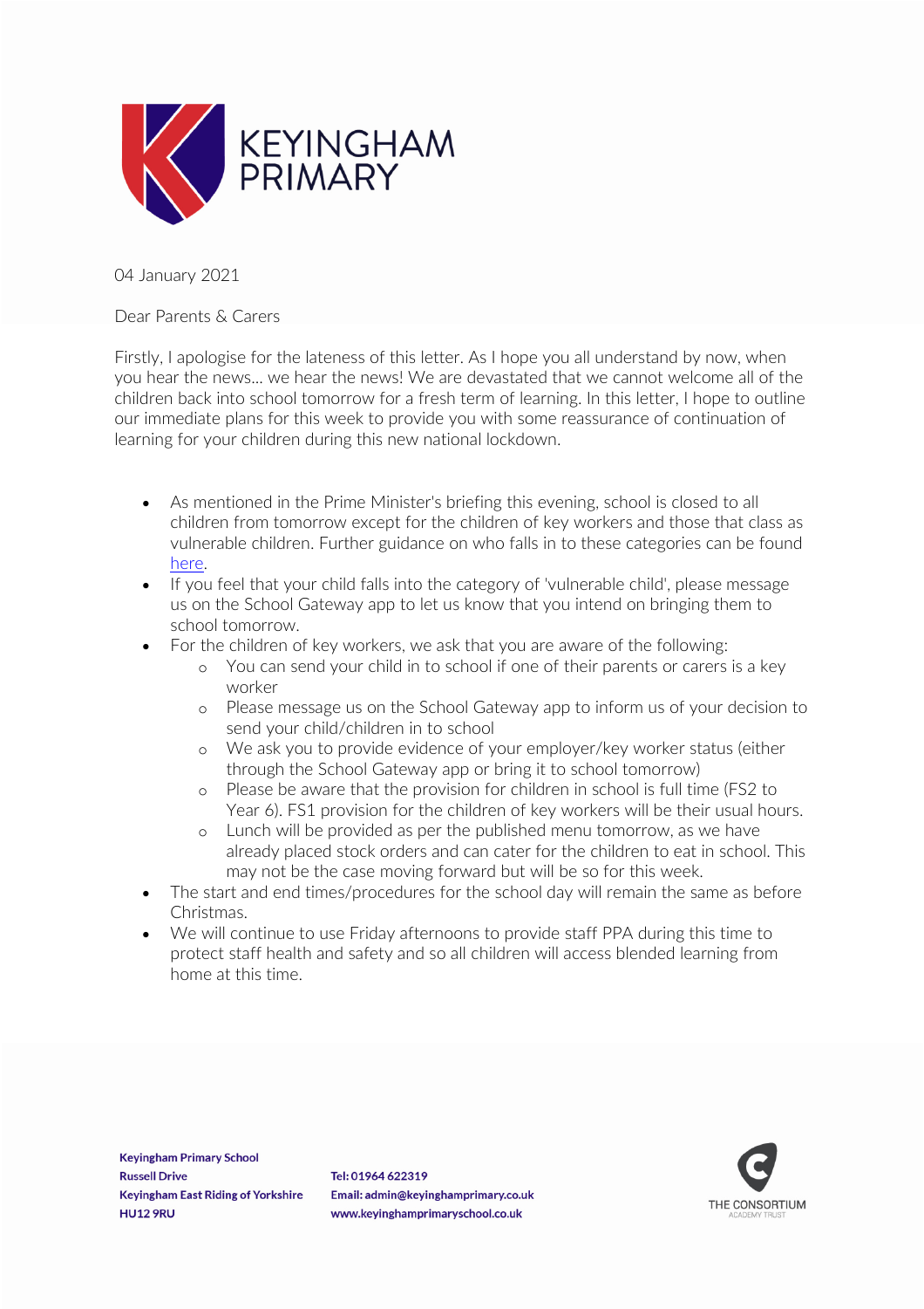KEYINGHAM PRIMARY

04 January 2021

Dear Parents & Carers

Firstly, I apologise for the lateness of this letter. As I hope you all understand by now, when you hear the news… we hear the news! We are devastated that we cannot welcome all of the children back into school tomorrow for a fresh term of learning. In this letter, I hope to outline our immediate plans for this week to provide you with some reassurance of continuation of learning for your children during this new national lockdown.

- As mentioned in the Prime Minister's briefing this evening, school is closed to all children from tomorrow except for the children of key workers and those that class as vulnerable children. Further guidance on who falls in to these categories can be found here.
- If you feel that your child falls into the category of 'vulnerable child', please message us on the School Gateway app to let us know that you intend on bringing them to school tomorrow.
- For the children of key workers, we ask that you are aware of the following:
  - You can send your child in to school if one of their parents or carers is a key worker
  - Please message us on the School Gateway app to inform us of your decision to send your child/children in to school
  - We ask you to provide evidence of your employer/key worker status (either through the School Gateway app or bring it to school tomorrow)
  - Please be aware that the provision for children in school is full time (FS2 to Year 6). FS1 provision for the children of key workers will be their usual hours.
  - Lunch will be provided as per the published menu tomorrow, as we have already placed stock orders and can cater for the children to eat in school. This may not be the case moving forward but will be so for this week.
- The start and end times/procedures for the school day will remain the same as before Christmas.
- We will continue to use Friday afternoons to provide staff PPA during this time to protect staff health and safety and so all children will access blended learning from home at this time.

**Keyingham Primary School**
**Russell Drive**
**Keyingham East Riding of Yorkshire**
**HU12 9RU**

**Tel: 01964 622319**
**Email: admin@keyinghamprimary.co.uk**
**www.keyinghamprimaryschool.co.uk**

THE CONSORTIUM ACADEMY TRUST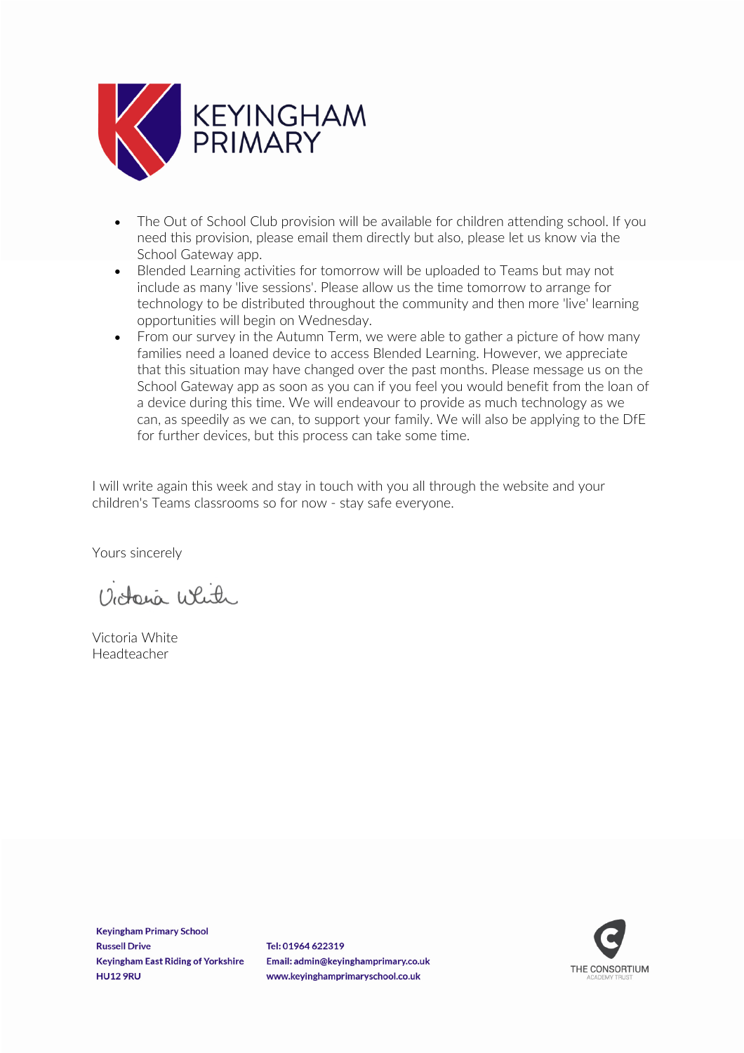- The Out of School Club provision will be available for children attending school. If you need this provision, please email them directly but also, please let us know via the School Gateway app.
- Blended Learning activities for tomorrow will be uploaded to Teams but may not include as many 'live sessions'. Please allow us the time tomorrow to arrange for technology to be distributed throughout the community and then more 'live' learning opportunities will begin on Wednesday.
- From our survey in the Autumn Term, we were able to gather a picture of how many families need a loaned device to access Blended Learning. However, we appreciate that this situation may have changed over the past months. Please message us on the School Gateway app as soon as you can if you feel you would benefit from the loan of a device during this time. We will endeavour to provide as much technology as we can, as speedily as we can, to support your family. We will also be applying to the DfE for further devices, but this process can take some time.

I will write again this week and stay in touch with you all through the website and your children's Teams classrooms so for now - stay safe everyone.

Yours sincerely

Victoria White

Victoria White
Headteacher

**Keyingham Primary School**
**Russell Drive**
**Keyingham East Riding of Yorkshire**
**HU12 9RU**

**Tel: 01964 622319**
**Email: admin@keyinghamprimary.co.uk**
**www.keyinghamprimaryschool.co.uk**

THE CONSORTIUM ACADEMY TRUST